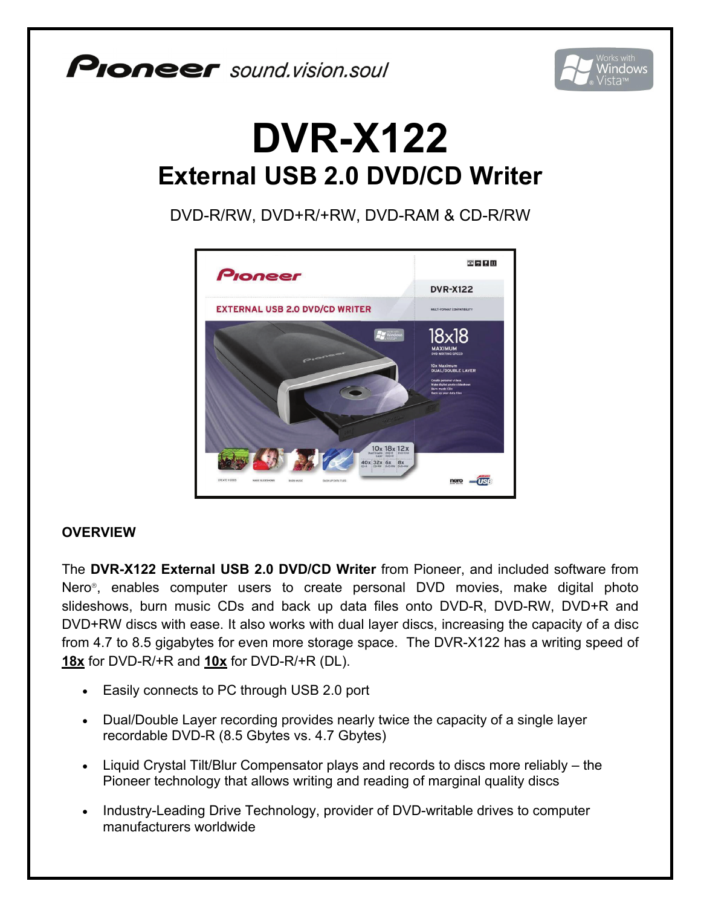Pioneer sound.vision.soul

# DVR-X122

## External USB 2.0 DVD/CD Writer

DVD-R/RW, DVD+R/+RW, DVD-RAM & CD-R/RW

### OVERVIEW

The **DVR-X122 External USB 2.0 DVD/CD Writer** from Pioneer, and included software from Nero®, enables computer users to create personal DVD movies, make digital photo slideshows, burn music CDs and back up data files onto DVD-R, DVD-RW, DVD+R and DVD+RW discs with ease. It also works with dual layer discs, increasing the capacity of a disc from 4.7 to 8.5 gigabytes for even more storage space. The DVR-X122 has a writing speed of **18x** for DVD-R/+R and **10x** for DVD-R/+R (DL).

- Easily connects to PC through USB 2.0 port
- Dual/Double Layer recording provides nearly twice the capacity of a single layer recordable DVD-R (8.5 Gbytes vs. 4.7 Gbytes)
- Liquid Crystal Tilt/Blur Compensator plays and records to discs more reliably – the Pioneer technology that allows writing and reading of marginal quality discs
- Industry-Leading Drive Technology, provider of DVD-writable drives to computer manufacturers worldwide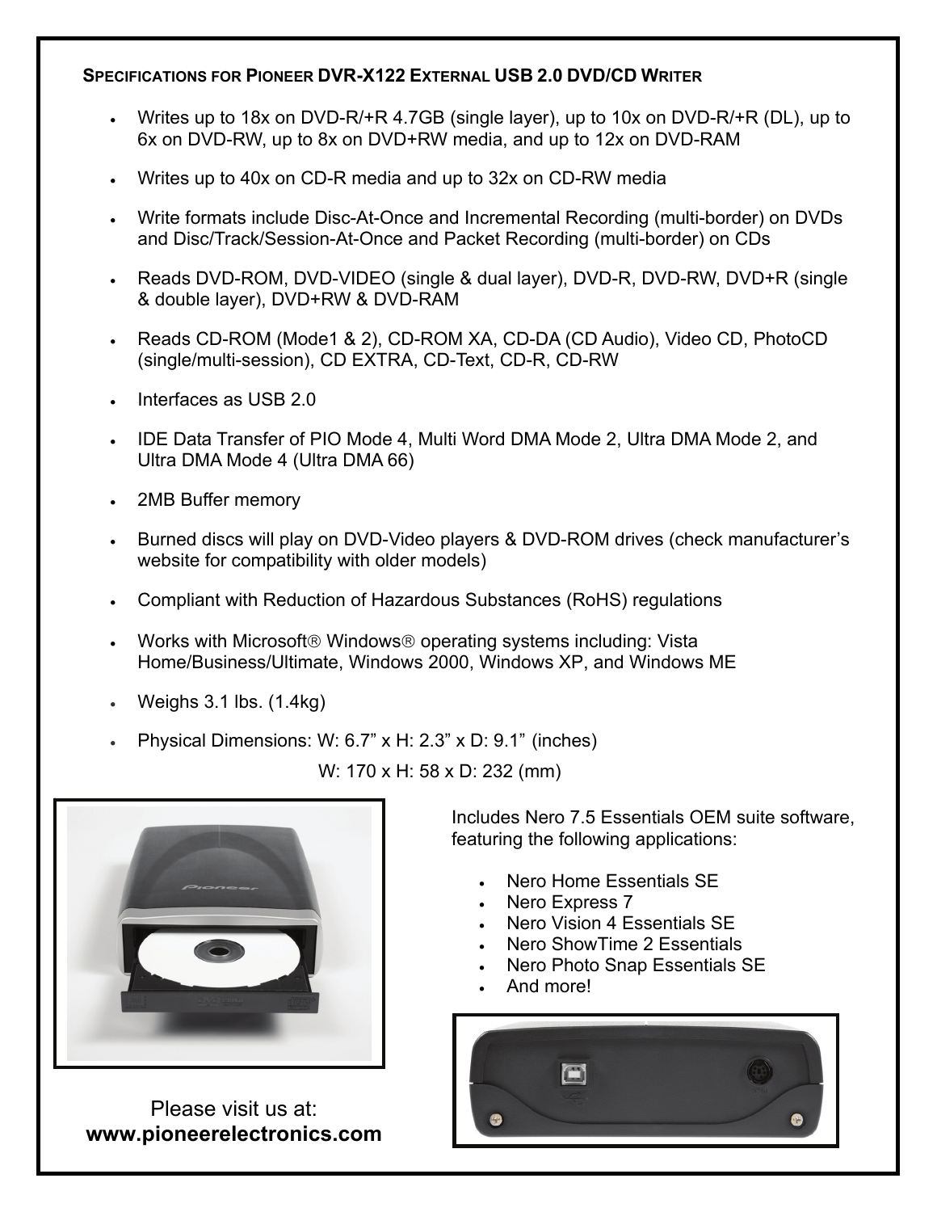## Specifications for Pioneer DVR-X122 External USB 2.0 DVD/CD Writer

- Writes up to 18x on DVD-R/+R 4.7GB (single layer), up to 10x on DVD-R/+R (DL), up to 6x on DVD-RW, up to 8x on DVD+RW media, and up to 12x on DVD-RAM
- Writes up to 40x on CD-R media and up to 32x on CD-RW media
- Write formats include Disc-At-Once and Incremental Recording (multi-border) on DVDs and Disc/Track/Session-At-Once and Packet Recording (multi-border) on CDs
- Reads DVD-ROM, DVD-VIDEO (single & dual layer), DVD-R, DVD-RW, DVD+R (single & double layer), DVD+RW & DVD-RAM
- Reads CD-ROM (Mode1 & 2), CD-ROM XA, CD-DA (CD Audio), Video CD, PhotoCD (single/multi-session), CD EXTRA, CD-Text, CD-R, CD-RW
- Interfaces as USB 2.0
- IDE Data Transfer of PIO Mode 4, Multi Word DMA Mode 2, Ultra DMA Mode 2, and Ultra DMA Mode 4 (Ultra DMA 66)
- 2MB Buffer memory
- Burned discs will play on DVD-Video players & DVD-ROM drives (check manufacturer's website for compatibility with older models)
- Compliant with Reduction of Hazardous Substances (RoHS) regulations
- Works with Microsoft® Windows® operating systems including: Vista Home/Business/Ultimate, Windows 2000, Windows XP, and Windows ME
- Weighs 3.1 lbs. (1.4kg)
- Physical Dimensions: W: 6.7" x H: 2.3" x D: 9.1" (inches)

  W: 170 x H: 58 x D: 232 (mm)

Includes Nero 7.5 Essentials OEM suite software, featuring the following applications:

- Nero Home Essentials SE
- Nero Express 7
- Nero Vision 4 Essentials SE
- Nero ShowTime 2 Essentials
- Nero Photo Snap Essentials SE
- And more!

Please visit us at:
**www.pioneerelectronics.com**